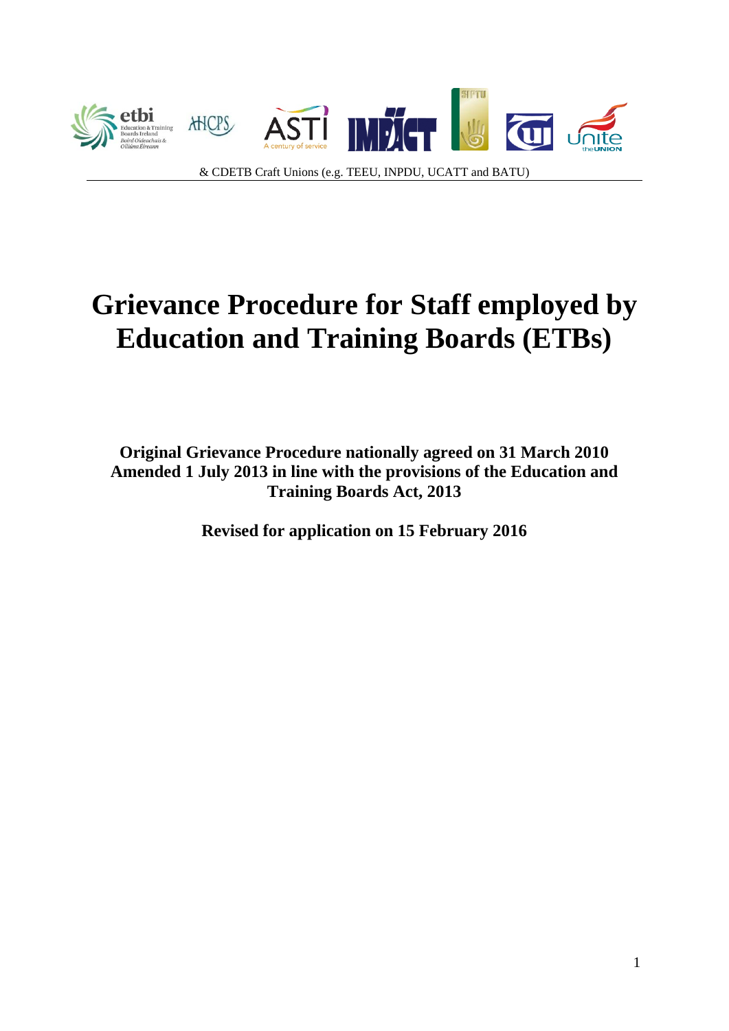& CDETB Craft Unions (e.g. TEEU, INPDU, UCATT and BATU)

# Grievance Procedure for Staff employed by Education and Training Boards (ETBs)

**Original Grievance Procedure nationally agreed on 31 March 2010**
**Amended 1 July 2013 in line with the provisions of the Education and Training Boards Act, 2013**

**Revised for application on 15 February 2016**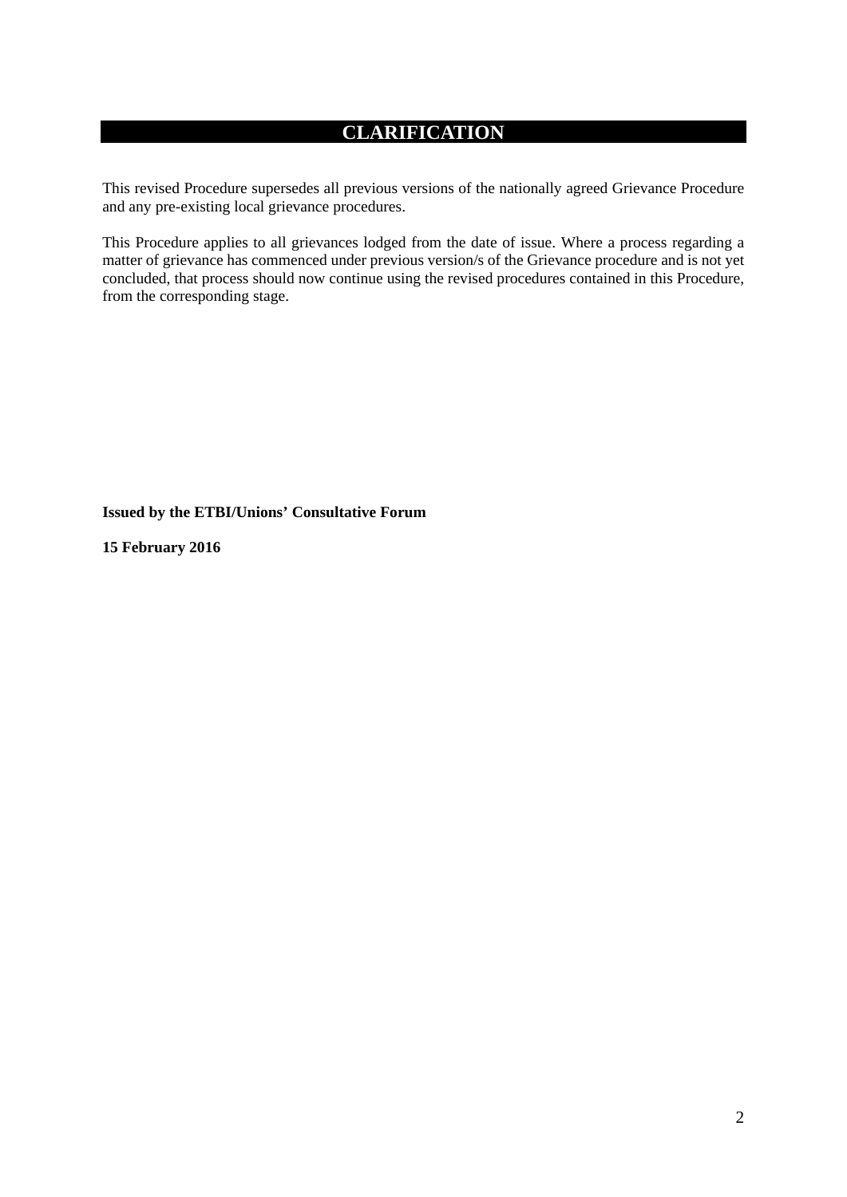## CLARIFICATION

This revised Procedure supersedes all previous versions of the nationally agreed Grievance Procedure and any pre-existing local grievance procedures.

This Procedure applies to all grievances lodged from the date of issue. Where a process regarding a matter of grievance has commenced under previous version/s of the Grievance procedure and is not yet concluded, that process should now continue using the revised procedures contained in this Procedure, from the corresponding stage.

**Issued by the ETBI/Unions' Consultative Forum**

**15 February 2016**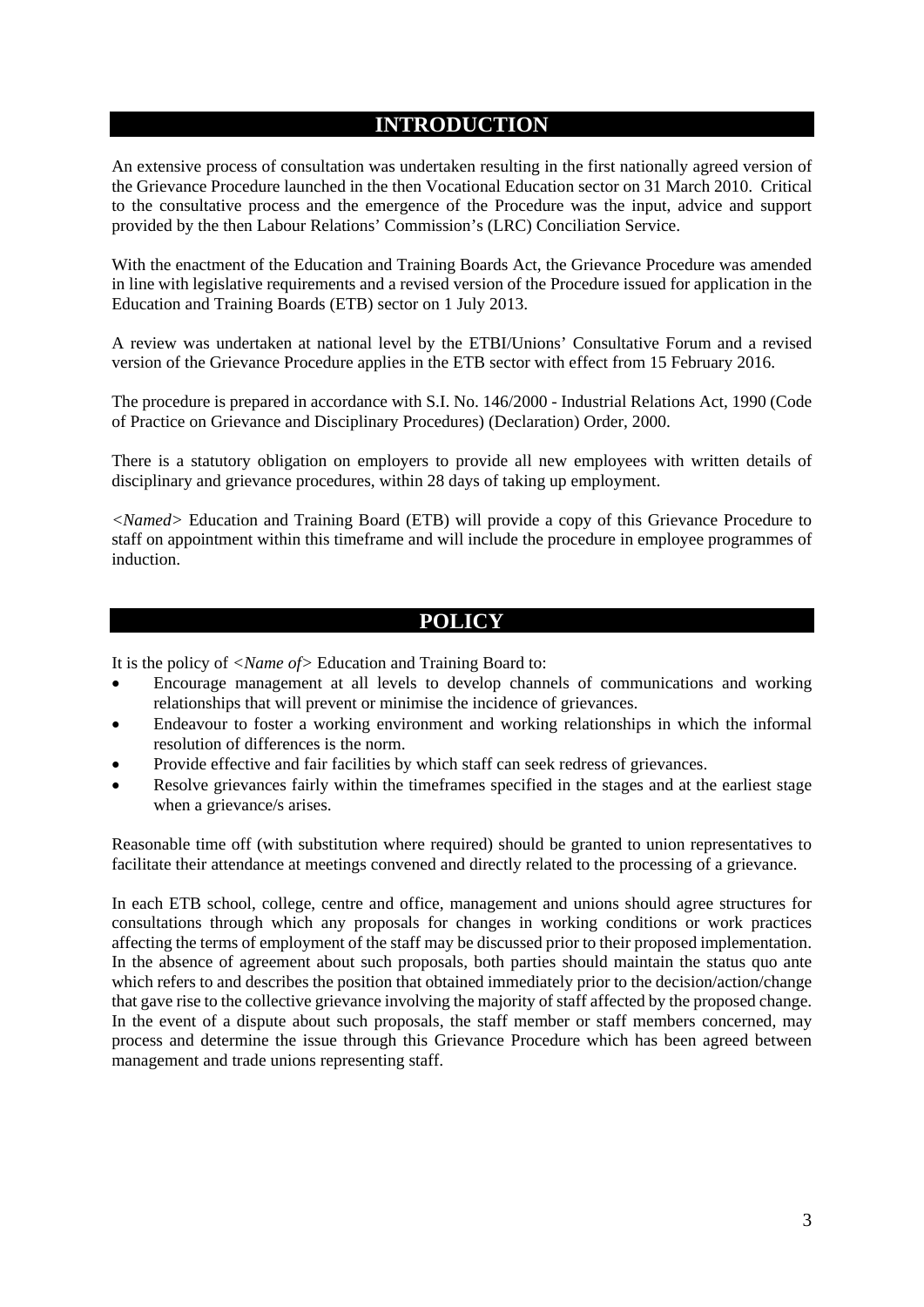## INTRODUCTION

An extensive process of consultation was undertaken resulting in the first nationally agreed version of the Grievance Procedure launched in the then Vocational Education sector on 31 March 2010. Critical to the consultative process and the emergence of the Procedure was the input, advice and support provided by the then Labour Relations' Commission's (LRC) Conciliation Service.

With the enactment of the Education and Training Boards Act, the Grievance Procedure was amended in line with legislative requirements and a revised version of the Procedure issued for application in the Education and Training Boards (ETB) sector on 1 July 2013.

A review was undertaken at national level by the ETBI/Unions' Consultative Forum and a revised version of the Grievance Procedure applies in the ETB sector with effect from 15 February 2016.

The procedure is prepared in accordance with S.I. No. 146/2000 - Industrial Relations Act, 1990 (Code of Practice on Grievance and Disciplinary Procedures) (Declaration) Order, 2000.

There is a statutory obligation on employers to provide all new employees with written details of disciplinary and grievance procedures, within 28 days of taking up employment.

*<Named>* Education and Training Board (ETB) will provide a copy of this Grievance Procedure to staff on appointment within this timeframe and will include the procedure in employee programmes of induction.

## POLICY

It is the policy of *<Name of>* Education and Training Board to:

- Encourage management at all levels to develop channels of communications and working relationships that will prevent or minimise the incidence of grievances.
- Endeavour to foster a working environment and working relationships in which the informal resolution of differences is the norm.
- Provide effective and fair facilities by which staff can seek redress of grievances.
- Resolve grievances fairly within the timeframes specified in the stages and at the earliest stage when a grievance/s arises.

Reasonable time off (with substitution where required) should be granted to union representatives to facilitate their attendance at meetings convened and directly related to the processing of a grievance.

In each ETB school, college, centre and office, management and unions should agree structures for consultations through which any proposals for changes in working conditions or work practices affecting the terms of employment of the staff may be discussed prior to their proposed implementation. In the absence of agreement about such proposals, both parties should maintain the status quo ante which refers to and describes the position that obtained immediately prior to the decision/action/change that gave rise to the collective grievance involving the majority of staff affected by the proposed change. In the event of a dispute about such proposals, the staff member or staff members concerned, may process and determine the issue through this Grievance Procedure which has been agreed between management and trade unions representing staff.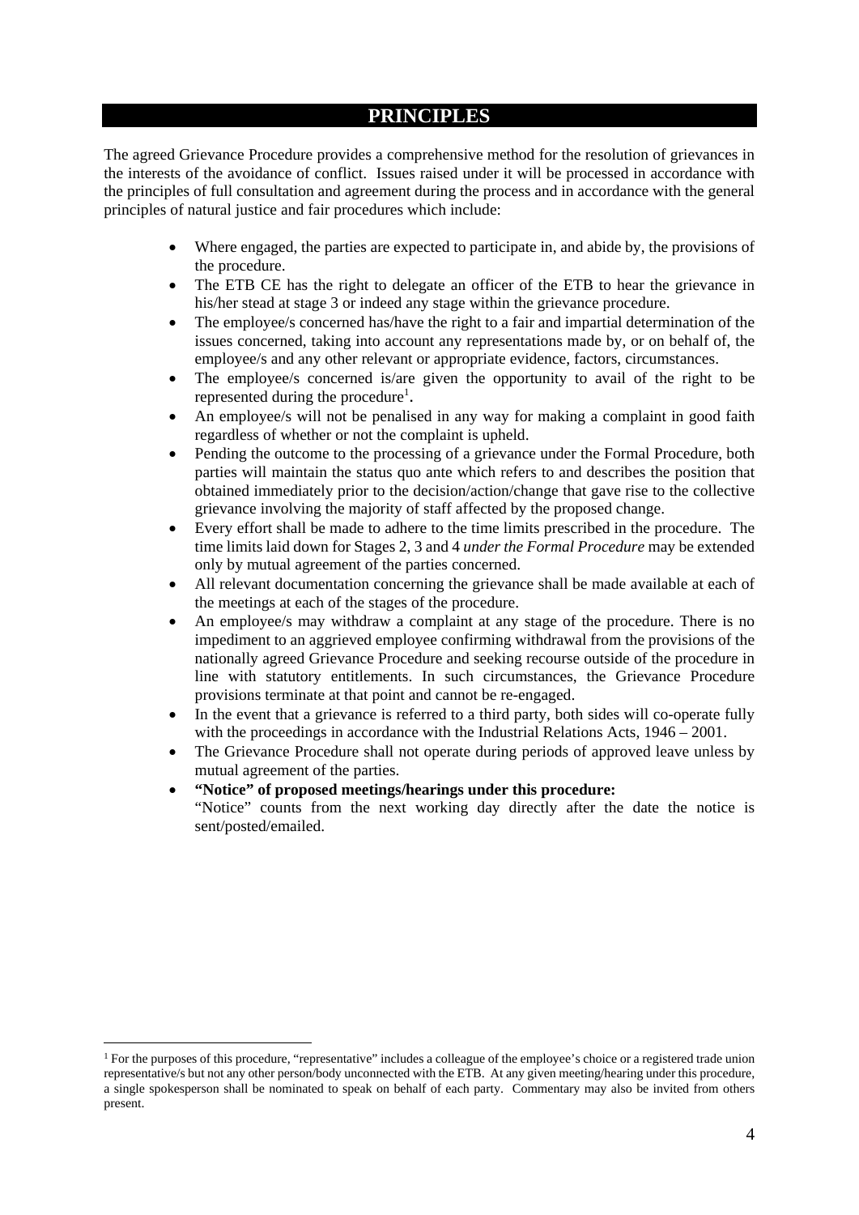## PRINCIPLES

The agreed Grievance Procedure provides a comprehensive method for the resolution of grievances in the interests of the avoidance of conflict. Issues raised under it will be processed in accordance with the principles of full consultation and agreement during the process and in accordance with the general principles of natural justice and fair procedures which include:

- Where engaged, the parties are expected to participate in, and abide by, the provisions of the procedure.
- The ETB CE has the right to delegate an officer of the ETB to hear the grievance in his/her stead at stage 3 or indeed any stage within the grievance procedure.
- The employee/s concerned has/have the right to a fair and impartial determination of the issues concerned, taking into account any representations made by, or on behalf of, the employee/s and any other relevant or appropriate evidence, factors, circumstances.
- The employee/s concerned is/are given the opportunity to avail of the right to be represented during the procedure[1].
- An employee/s will not be penalised in any way for making a complaint in good faith regardless of whether or not the complaint is upheld.
- Pending the outcome to the processing of a grievance under the Formal Procedure, both parties will maintain the status quo ante which refers to and describes the position that obtained immediately prior to the decision/action/change that gave rise to the collective grievance involving the majority of staff affected by the proposed change.
- Every effort shall be made to adhere to the time limits prescribed in the procedure. The time limits laid down for Stages 2, 3 and 4 *under the Formal Procedure* may be extended only by mutual agreement of the parties concerned.
- All relevant documentation concerning the grievance shall be made available at each of the meetings at each of the stages of the procedure.
- An employee/s may withdraw a complaint at any stage of the procedure. There is no impediment to an aggrieved employee confirming withdrawal from the provisions of the nationally agreed Grievance Procedure and seeking recourse outside of the procedure in line with statutory entitlements. In such circumstances, the Grievance Procedure provisions terminate at that point and cannot be re-engaged.
- In the event that a grievance is referred to a third party, both sides will co-operate fully with the proceedings in accordance with the Industrial Relations Acts, 1946 – 2001.
- The Grievance Procedure shall not operate during periods of approved leave unless by mutual agreement of the parties.
- **"Notice" of proposed meetings/hearings under this procedure:**
  "Notice" counts from the next working day directly after the date the notice is sent/posted/emailed.

---

[1] For the purposes of this procedure, "representative" includes a colleague of the employee's choice or a registered trade union representative/s but not any other person/body unconnected with the ETB. At any given meeting/hearing under this procedure, a single spokesperson shall be nominated to speak on behalf of each party. Commentary may also be invited from others present.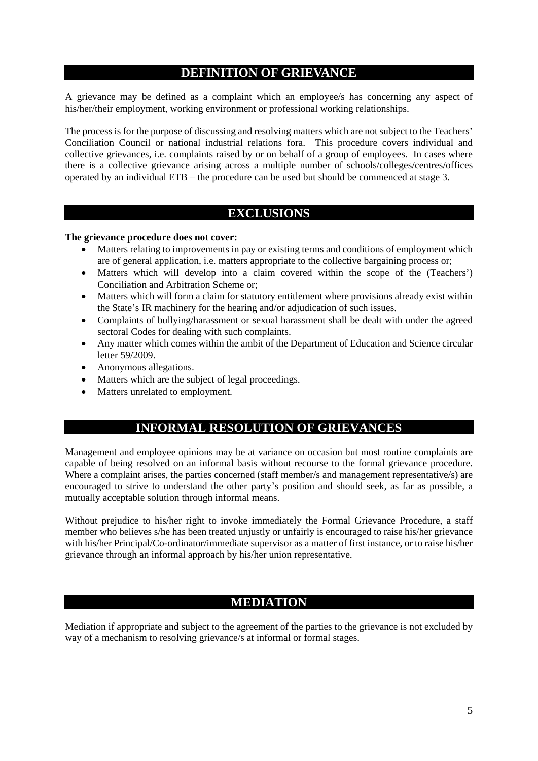## DEFINITION OF GRIEVANCE

A grievance may be defined as a complaint which an employee/s has concerning any aspect of his/her/their employment, working environment or professional working relationships.

The process is for the purpose of discussing and resolving matters which are not subject to the Teachers' Conciliation Council or national industrial relations fora. This procedure covers individual and collective grievances, i.e. complaints raised by or on behalf of a group of employees. In cases where there is a collective grievance arising across a multiple number of schools/colleges/centres/offices operated by an individual ETB – the procedure can be used but should be commenced at stage 3.

## EXCLUSIONS

**The grievance procedure does not cover:**

- Matters relating to improvements in pay or existing terms and conditions of employment which are of general application, i.e. matters appropriate to the collective bargaining process or;
- Matters which will develop into a claim covered within the scope of the (Teachers') Conciliation and Arbitration Scheme or;
- Matters which will form a claim for statutory entitlement where provisions already exist within the State's IR machinery for the hearing and/or adjudication of such issues.
- Complaints of bullying/harassment or sexual harassment shall be dealt with under the agreed sectoral Codes for dealing with such complaints.
- Any matter which comes within the ambit of the Department of Education and Science circular letter 59/2009.
- Anonymous allegations.
- Matters which are the subject of legal proceedings.
- Matters unrelated to employment.

## INFORMAL RESOLUTION OF GRIEVANCES

Management and employee opinions may be at variance on occasion but most routine complaints are capable of being resolved on an informal basis without recourse to the formal grievance procedure. Where a complaint arises, the parties concerned (staff member/s and management representative/s) are encouraged to strive to understand the other party's position and should seek, as far as possible, a mutually acceptable solution through informal means.

Without prejudice to his/her right to invoke immediately the Formal Grievance Procedure, a staff member who believes s/he has been treated unjustly or unfairly is encouraged to raise his/her grievance with his/her Principal/Co-ordinator/immediate supervisor as a matter of first instance, or to raise his/her grievance through an informal approach by his/her union representative.

## MEDIATION

Mediation if appropriate and subject to the agreement of the parties to the grievance is not excluded by way of a mechanism to resolving grievance/s at informal or formal stages.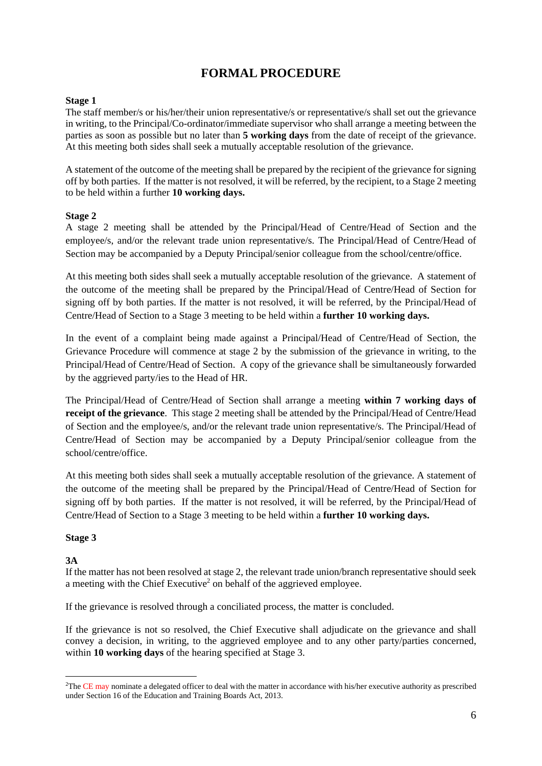# FORMAL PROCEDURE

**Stage 1**

The staff member/s or his/her/their union representative/s or representative/s shall set out the grievance in writing, to the Principal/Co-ordinator/immediate supervisor who shall arrange a meeting between the parties as soon as possible but no later than **5 working days** from the date of receipt of the grievance. At this meeting both sides shall seek a mutually acceptable resolution of the grievance.

A statement of the outcome of the meeting shall be prepared by the recipient of the grievance for signing off by both parties. If the matter is not resolved, it will be referred, by the recipient, to a Stage 2 meeting to be held within a further **10 working days.**

**Stage 2**

A stage 2 meeting shall be attended by the Principal/Head of Centre/Head of Section and the employee/s, and/or the relevant trade union representative/s. The Principal/Head of Centre/Head of Section may be accompanied by a Deputy Principal/senior colleague from the school/centre/office.

At this meeting both sides shall seek a mutually acceptable resolution of the grievance. A statement of the outcome of the meeting shall be prepared by the Principal/Head of Centre/Head of Section for signing off by both parties. If the matter is not resolved, it will be referred, by the Principal/Head of Centre/Head of Section to a Stage 3 meeting to be held within a **further 10 working days.**

In the event of a complaint being made against a Principal/Head of Centre/Head of Section, the Grievance Procedure will commence at stage 2 by the submission of the grievance in writing, to the Principal/Head of Centre/Head of Section. A copy of the grievance shall be simultaneously forwarded by the aggrieved party/ies to the Head of HR.

The Principal/Head of Centre/Head of Section shall arrange a meeting **within 7 working days of receipt of the grievance**. This stage 2 meeting shall be attended by the Principal/Head of Centre/Head of Section and the employee/s, and/or the relevant trade union representative/s. The Principal/Head of Centre/Head of Section may be accompanied by a Deputy Principal/senior colleague from the school/centre/office.

At this meeting both sides shall seek a mutually acceptable resolution of the grievance. A statement of the outcome of the meeting shall be prepared by the Principal/Head of Centre/Head of Section for signing off by both parties. If the matter is not resolved, it will be referred, by the Principal/Head of Centre/Head of Section to a Stage 3 meeting to be held within a **further 10 working days.**

**Stage 3**

**3A**

If the matter has not been resolved at stage 2, the relevant trade union/branch representative should seek a meeting with the Chief Executive[2] on behalf of the aggrieved employee.

If the grievance is resolved through a conciliated process, the matter is concluded.

If the grievance is not so resolved, the Chief Executive shall adjudicate on the grievance and shall convey a decision, in writing, to the aggrieved employee and to any other party/parties concerned, within **10 working days** of the hearing specified at Stage 3.

---

[2] The CE may nominate a delegated officer to deal with the matter in accordance with his/her executive authority as prescribed under Section 16 of the Education and Training Boards Act, 2013.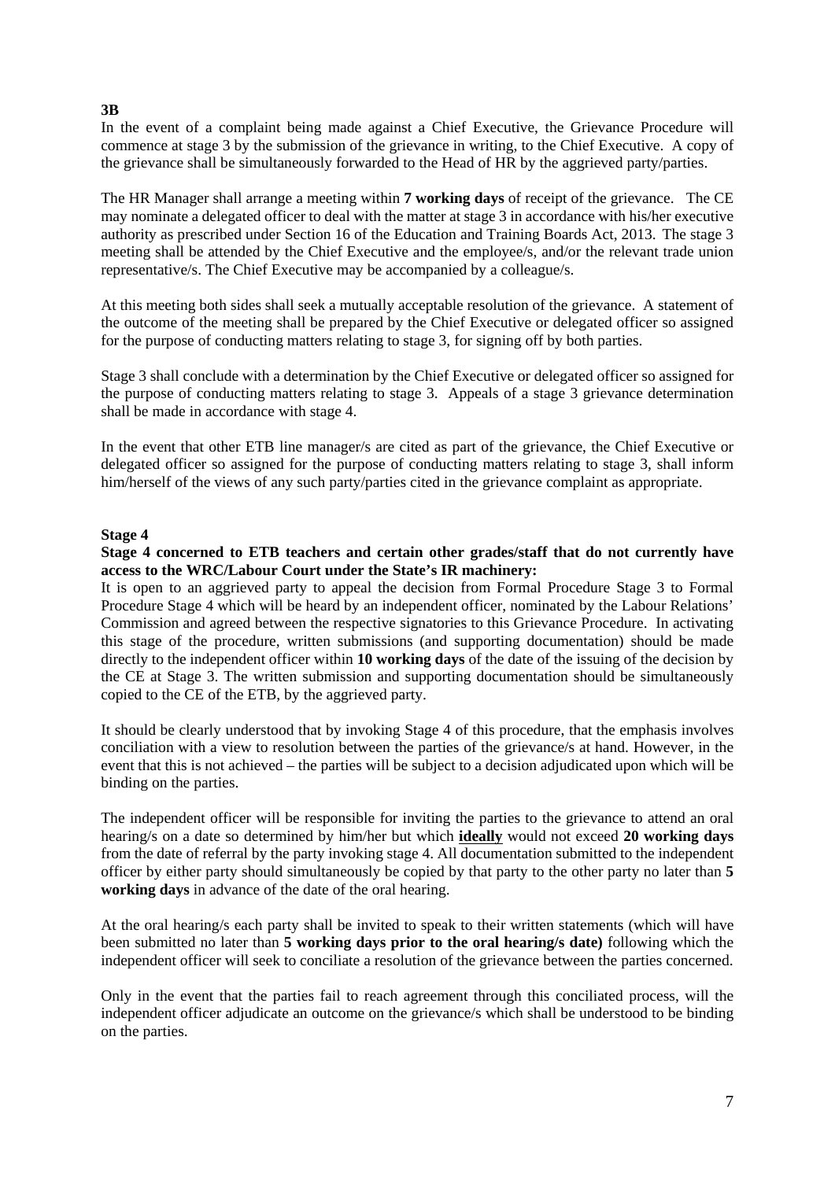**3B**

In the event of a complaint being made against a Chief Executive, the Grievance Procedure will commence at stage 3 by the submission of the grievance in writing, to the Chief Executive. A copy of the grievance shall be simultaneously forwarded to the Head of HR by the aggrieved party/parties.

The HR Manager shall arrange a meeting within **7 working days** of receipt of the grievance. The CE may nominate a delegated officer to deal with the matter at stage 3 in accordance with his/her executive authority as prescribed under Section 16 of the Education and Training Boards Act, 2013. The stage 3 meeting shall be attended by the Chief Executive and the employee/s, and/or the relevant trade union representative/s. The Chief Executive may be accompanied by a colleague/s.

At this meeting both sides shall seek a mutually acceptable resolution of the grievance. A statement of the outcome of the meeting shall be prepared by the Chief Executive or delegated officer so assigned for the purpose of conducting matters relating to stage 3, for signing off by both parties.

Stage 3 shall conclude with a determination by the Chief Executive or delegated officer so assigned for the purpose of conducting matters relating to stage 3. Appeals of a stage 3 grievance determination shall be made in accordance with stage 4.

In the event that other ETB line manager/s are cited as part of the grievance, the Chief Executive or delegated officer so assigned for the purpose of conducting matters relating to stage 3, shall inform him/herself of the views of any such party/parties cited in the grievance complaint as appropriate.

**Stage 4**

**Stage 4 concerned to ETB teachers and certain other grades/staff that do not currently have access to the WRC/Labour Court under the State's IR machinery:**

It is open to an aggrieved party to appeal the decision from Formal Procedure Stage 3 to Formal Procedure Stage 4 which will be heard by an independent officer, nominated by the Labour Relations' Commission and agreed between the respective signatories to this Grievance Procedure. In activating this stage of the procedure, written submissions (and supporting documentation) should be made directly to the independent officer within **10 working days** of the date of the issuing of the decision by the CE at Stage 3. The written submission and supporting documentation should be simultaneously copied to the CE of the ETB, by the aggrieved party.

It should be clearly understood that by invoking Stage 4 of this procedure, that the emphasis involves conciliation with a view to resolution between the parties of the grievance/s at hand. However, in the event that this is not achieved – the parties will be subject to a decision adjudicated upon which will be binding on the parties.

The independent officer will be responsible for inviting the parties to the grievance to attend an oral hearing/s on a date so determined by him/her but which **ideally** would not exceed **20 working days** from the date of referral by the party invoking stage 4. All documentation submitted to the independent officer by either party should simultaneously be copied by that party to the other party no later than **5 working days** in advance of the date of the oral hearing.

At the oral hearing/s each party shall be invited to speak to their written statements (which will have been submitted no later than **5 working days prior to the oral hearing/s date)** following which the independent officer will seek to conciliate a resolution of the grievance between the parties concerned.

Only in the event that the parties fail to reach agreement through this conciliated process, will the independent officer adjudicate an outcome on the grievance/s which shall be understood to be binding on the parties.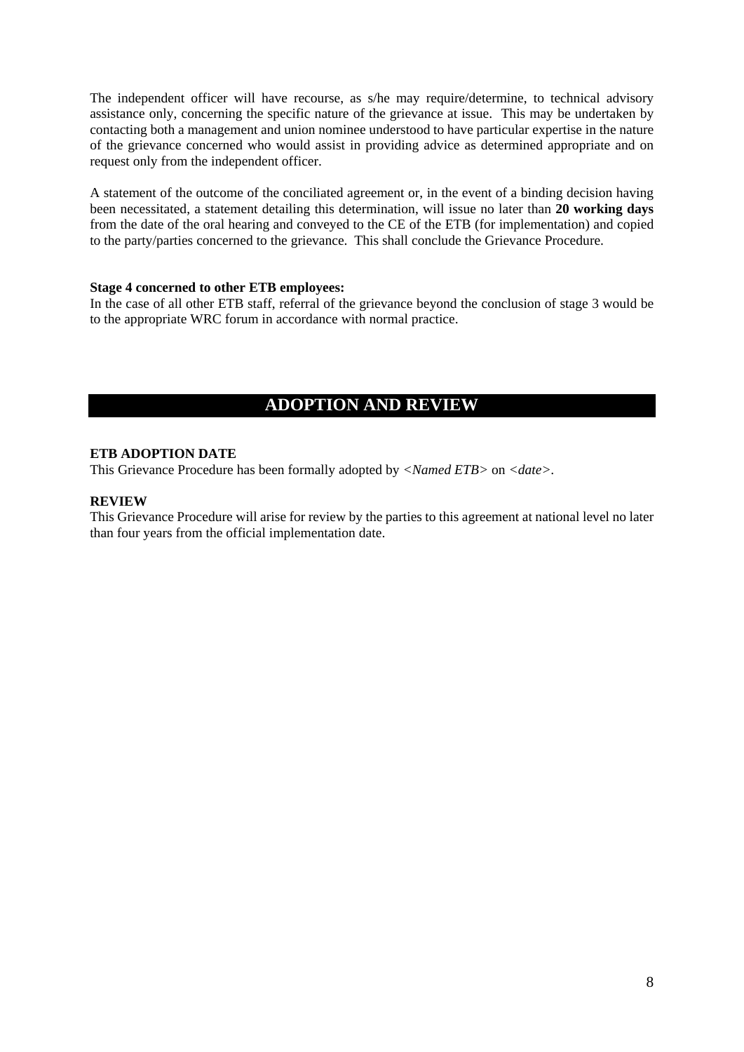The independent officer will have recourse, as s/he may require/determine, to technical advisory assistance only, concerning the specific nature of the grievance at issue. This may be undertaken by contacting both a management and union nominee understood to have particular expertise in the nature of the grievance concerned who would assist in providing advice as determined appropriate and on request only from the independent officer.

A statement of the outcome of the conciliated agreement or, in the event of a binding decision having been necessitated, a statement detailing this determination, will issue no later than **20 working days** from the date of the oral hearing and conveyed to the CE of the ETB (for implementation) and copied to the party/parties concerned to the grievance. This shall conclude the Grievance Procedure.

**Stage 4 concerned to other ETB employees:**
In the case of all other ETB staff, referral of the grievance beyond the conclusion of stage 3 would be to the appropriate WRC forum in accordance with normal practice.

## ADOPTION AND REVIEW

**ETB ADOPTION DATE**
This Grievance Procedure has been formally adopted by *<Named ETB>* on *<date>*.

**REVIEW**
This Grievance Procedure will arise for review by the parties to this agreement at national level no later than four years from the official implementation date.